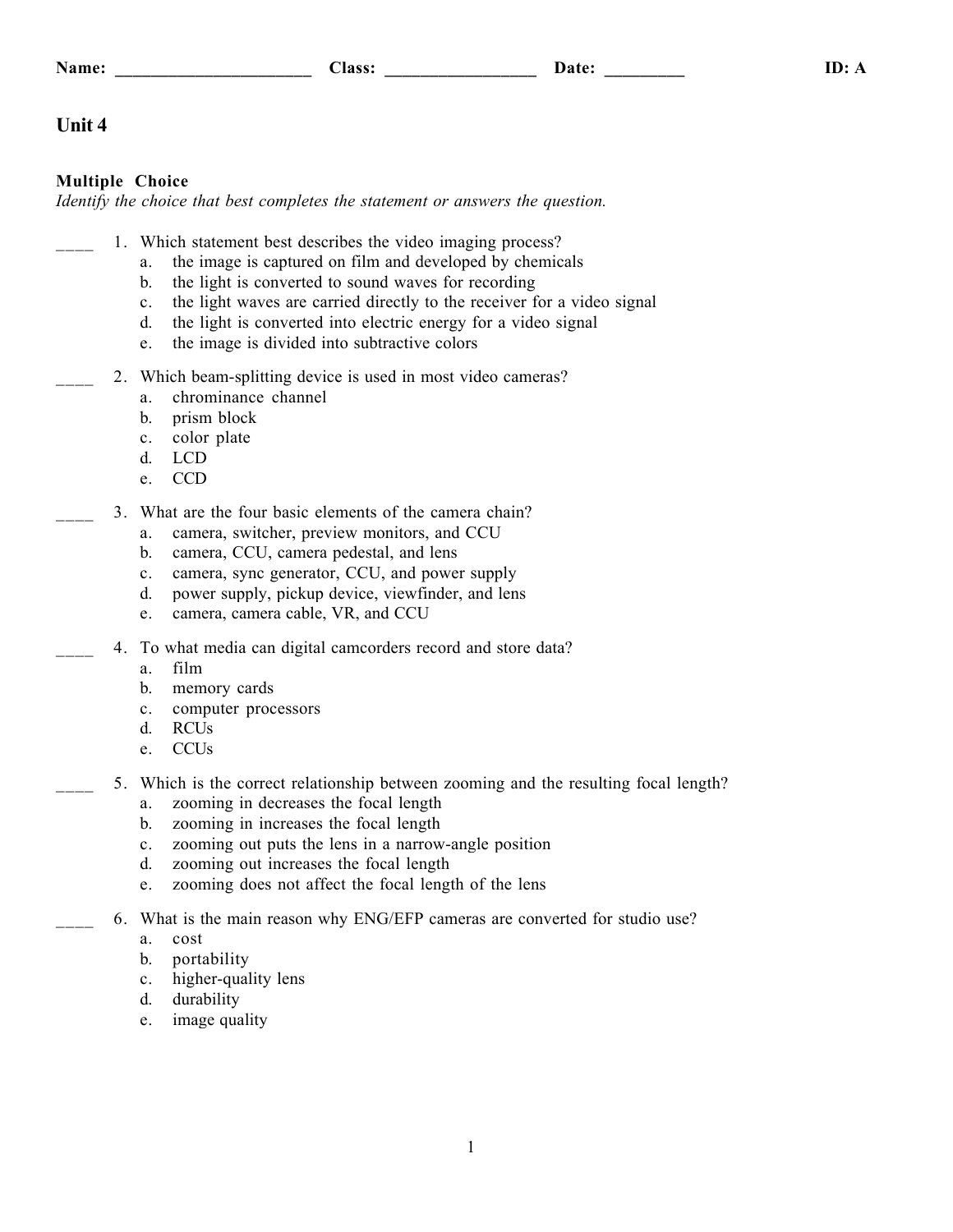Name: ______________________ Class: _________________ Date: _________ ID: A

# Unit 4

**Multiple Choice**
*Identify the choice that best completes the statement or answers the question.*

____ 1. Which statement best describes the video imaging process?
  a. the image is captured on film and developed by chemicals
  b. the light is converted to sound waves for recording
  c. the light waves are carried directly to the receiver for a video signal
  d. the light is converted into electric energy for a video signal
  e. the image is divided into subtractive colors

____ 2. Which beam-splitting device is used in most video cameras?
  a. chrominance channel
  b. prism block
  c. color plate
  d. LCD
  e. CCD

____ 3. What are the four basic elements of the camera chain?
  a. camera, switcher, preview monitors, and CCU
  b. camera, CCU, camera pedestal, and lens
  c. camera, sync generator, CCU, and power supply
  d. power supply, pickup device, viewfinder, and lens
  e. camera, camera cable, VR, and CCU

____ 4. To what media can digital camcorders record and store data?
  a. film
  b. memory cards
  c. computer processors
  d. RCUs
  e. CCUs

____ 5. Which is the correct relationship between zooming and the resulting focal length?
  a. zooming in decreases the focal length
  b. zooming in increases the focal length
  c. zooming out puts the lens in a narrow-angle position
  d. zooming out increases the focal length
  e. zooming does not affect the focal length of the lens

____ 6. What is the main reason why ENG/EFP cameras are converted for studio use?
  a. cost
  b. portability
  c. higher-quality lens
  d. durability
  e. image quality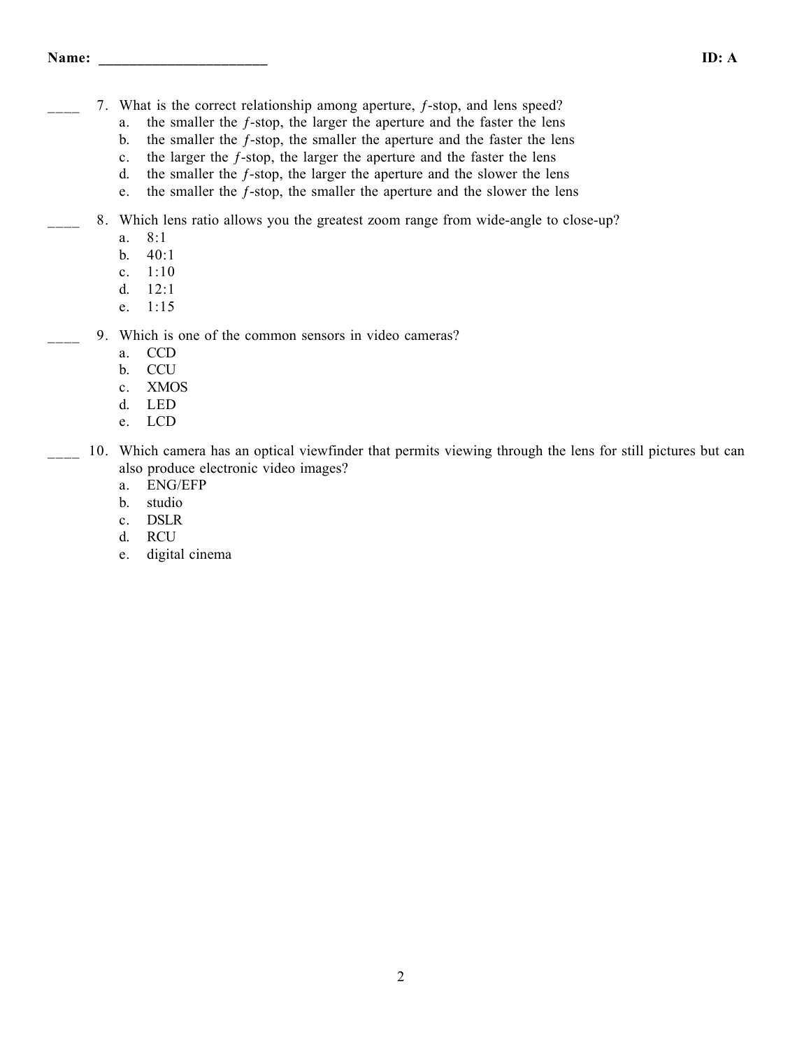Name: ______________________ ID: A

____ 7. What is the correct relationship among aperture, *ƒ*-stop, and lens speed?
   a. the smaller the *ƒ*-stop, the larger the aperture and the faster the lens
   b. the smaller the *ƒ*-stop, the smaller the aperture and the faster the lens
   c. the larger the *ƒ*-stop, the larger the aperture and the faster the lens
   d. the smaller the *ƒ*-stop, the larger the aperture and the slower the lens
   e. the smaller the *ƒ*-stop, the smaller the aperture and the slower the lens

____ 8. Which lens ratio allows you the greatest zoom range from wide-angle to close-up?
   a. 8:1
   b. 40:1
   c. 1:10
   d. 12:1
   e. 1:15

____ 9. Which is one of the common sensors in video cameras?
   a. CCD
   b. CCU
   c. XMOS
   d. LED
   e. LCD

____ 10. Which camera has an optical viewfinder that permits viewing through the lens for still pictures but can also produce electronic video images?
   a. ENG/EFP
   b. studio
   c. DSLR
   d. RCU
   e. digital cinema